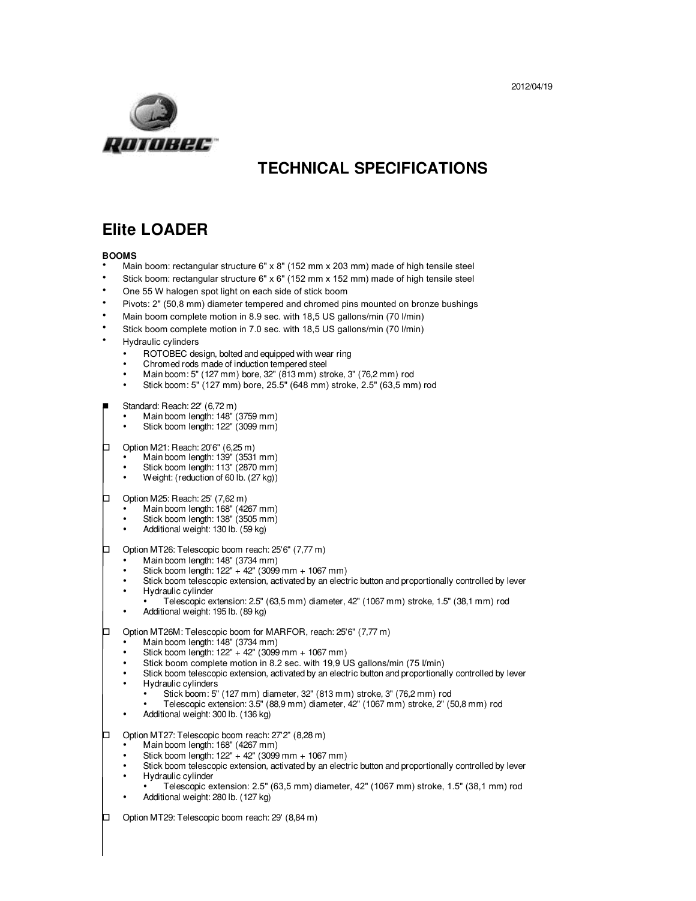2012/04/19

# TECHNICAL SPECIFICATIONS

## Elite LOADER

**BOOMS**

- Main boom: rectangular structure 6" x 8" (152 mm x 203 mm) made of high tensile steel
- Stick boom: rectangular structure 6" x 6" (152 mm x 152 mm) made of high tensile steel
- One 55 W halogen spot light on each side of stick boom
- Pivots: 2" (50,8 mm) diameter tempered and chromed pins mounted on bronze bushings
- Main boom complete motion in 8.9 sec. with 18,5 US gallons/min (70 l/min)
- Stick boom complete motion in 7.0 sec. with 18,5 US gallons/min (70 l/min)
- Hydraulic cylinders
  - ROTOBEC design, bolted and equipped with wear ring
  - Chromed rods made of induction tempered steel
  - Main boom: 5" (127 mm) bore, 32" (813 mm) stroke, 3" (76,2 mm) rod
  - Stick boom: 5" (127 mm) bore, 25.5" (648 mm) stroke, 2.5" (63,5 mm) rod

■ Standard: Reach: 22' (6,72 m)
- Main boom length: 148" (3759 mm)
- Stick boom length: 122" (3099 mm)

□ Option M21: Reach: 20'6" (6,25 m)
- Main boom length: 139" (3531 mm)
- Stick boom length: 113" (2870 mm)
- Weight: (reduction of 60 lb. (27 kg))

□ Option M25: Reach: 25' (7,62 m)
- Main boom length: 168" (4267 mm)
- Stick boom length: 138" (3505 mm)
- Additional weight: 130 lb. (59 kg)

□ Option MT26: Telescopic boom reach: 25'6" (7,77 m)
- Main boom length: 148" (3734 mm)
- Stick boom length: 122" + 42" (3099 mm + 1067 mm)
- Stick boom telescopic extension, activated by an electric button and proportionally controlled by lever
- Hydraulic cylinder
  - Telescopic extension: 2.5" (63,5 mm) diameter, 42" (1067 mm) stroke, 1.5" (38,1 mm) rod
- Additional weight: 195 lb. (89 kg)

□ Option MT26M: Telescopic boom for MARFOR, reach: 25'6" (7,77 m)
- Main boom length: 148" (3734 mm)
- Stick boom length: 122" + 42" (3099 mm + 1067 mm)
- Stick boom complete motion in 8.2 sec. with 19,9 US gallons/min (75 l/min)
- Stick boom telescopic extension, activated by an electric button and proportionally controlled by lever
- Hydraulic cylinders
  - Stick boom: 5" (127 mm) diameter, 32" (813 mm) stroke, 3" (76,2 mm) rod
  - Telescopic extension: 3.5" (88,9 mm) diameter, 42" (1067 mm) stroke, 2" (50,8 mm) rod
- Additional weight: 300 lb. (136 kg)

□ Option MT27: Telescopic boom reach: 27'2" (8,28 m)
- Main boom length: 168" (4267 mm)
- Stick boom length: 122" + 42" (3099 mm + 1067 mm)
- Stick boom telescopic extension, activated by an electric button and proportionally controlled by lever
- Hydraulic cylinder
  - Telescopic extension: 2.5" (63,5 mm) diameter, 42" (1067 mm) stroke, 1.5" (38,1 mm) rod
- Additional weight: 280 lb. (127 kg)

□ Option MT29: Telescopic boom reach: 29' (8,84 m)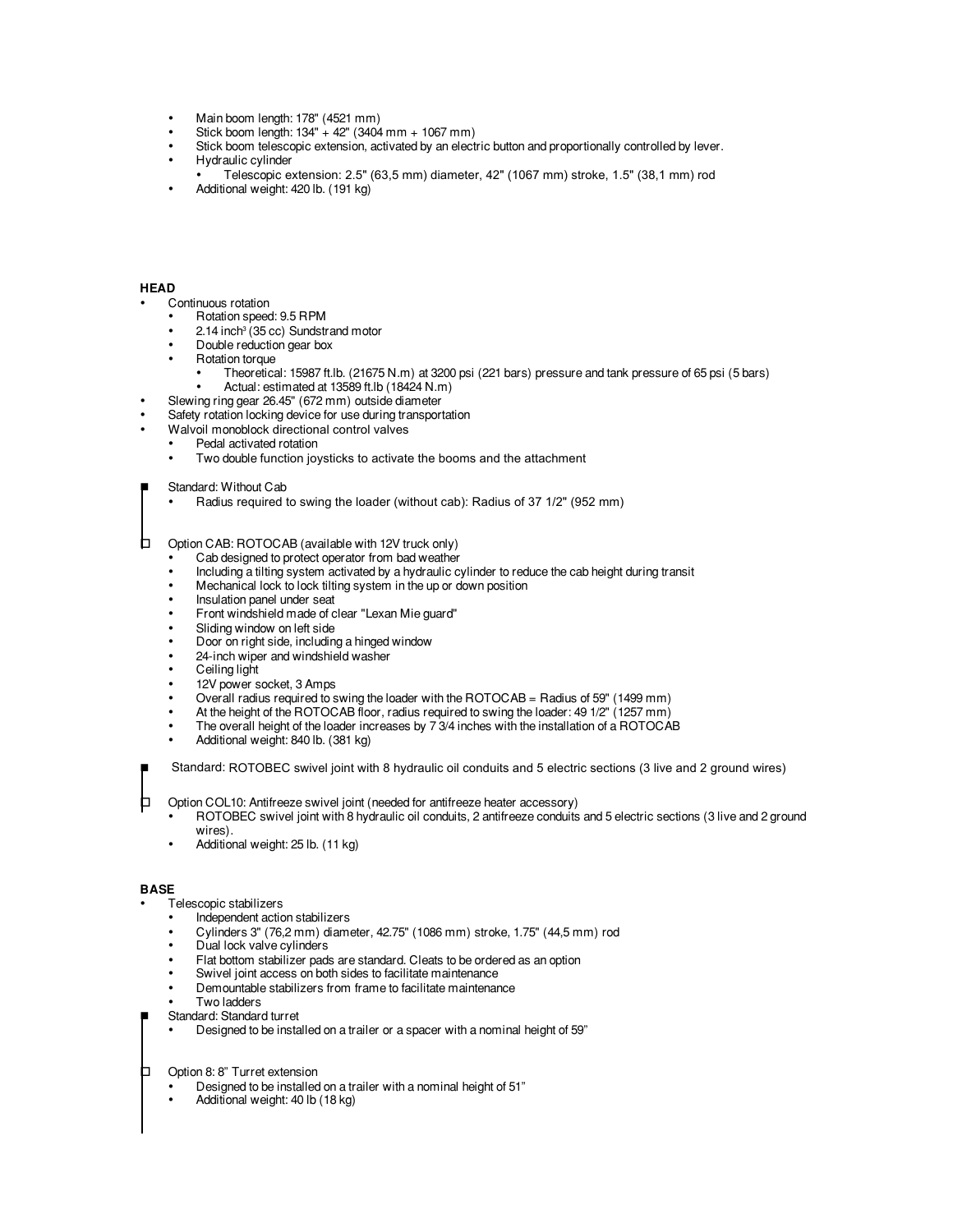- Main boom length: 178" (4521 mm)
- Stick boom length: 134" + 42" (3404 mm + 1067 mm)
- Stick boom telescopic extension, activated by an electric button and proportionally controlled by lever.
- Hydraulic cylinder
  - Telescopic extension: 2.5" (63,5 mm) diameter, 42" (1067 mm) stroke, 1.5" (38,1 mm) rod
- Additional weight: 420 lb. (191 kg)

**HEAD**

- Continuous rotation
  - Rotation speed: 9.5 RPM
  - 2.14 inch³ (35 cc) Sundstrand motor
  - Double reduction gear box
  - Rotation torque
    - Theoretical: 15987 ft.lb. (21675 N.m) at 3200 psi (221 bars) pressure and tank pressure of 65 psi (5 bars)
    - Actual: estimated at 13589 ft.lb (18424 N.m)
- Slewing ring gear 26.45" (672 mm) outside diameter
- Safety rotation locking device for use during transportation
- Walvoil monoblock directional control valves
  - Pedal activated rotation
  - Two double function joysticks to activate the booms and the attachment

■ Standard: Without Cab
- Radius required to swing the loader (without cab): Radius of 37 1/2" (952 mm)

□ Option CAB: ROTOCAB (available with 12V truck only)
- Cab designed to protect operator from bad weather
- Including a tilting system activated by a hydraulic cylinder to reduce the cab height during transit
- Mechanical lock to lock tilting system in the up or down position
- Insulation panel under seat
- Front windshield made of clear "Lexan Mie guard"
- Sliding window on left side
- Door on right side, including a hinged window
- 24-inch wiper and windshield washer
- Ceiling light
- 12V power socket, 3 Amps
- Overall radius required to swing the loader with the ROTOCAB = Radius of 59" (1499 mm)
- At the height of the ROTOCAB floor, radius required to swing the loader: 49 1/2" (1257 mm)
- The overall height of the loader increases by 7 3/4 inches with the installation of a ROTOCAB
- Additional weight: 840 lb. (381 kg)

■ Standard: ROTOBEC swivel joint with 8 hydraulic oil conduits and 5 electric sections (3 live and 2 ground wires)

□ Option COL10: Antifreeze swivel joint (needed for antifreeze heater accessory)
- ROTOBEC swivel joint with 8 hydraulic oil conduits, 2 antifreeze conduits and 5 electric sections (3 live and 2 ground wires).
- Additional weight: 25 lb. (11 kg)

**BASE**

- Telescopic stabilizers
  - Independent action stabilizers
  - Cylinders 3" (76,2 mm) diameter, 42.75" (1086 mm) stroke, 1.75" (44,5 mm) rod
  - Dual lock valve cylinders
  - Flat bottom stabilizer pads are standard. Cleats to be ordered as an option
  - Swivel joint access on both sides to facilitate maintenance
  - Demountable stabilizers from frame to facilitate maintenance
  - Two ladders

■ Standard: Standard turret
- Designed to be installed on a trailer or a spacer with a nominal height of 59"

□ Option 8: 8" Turret extension
- Designed to be installed on a trailer with a nominal height of 51"
- Additional weight: 40 lb (18 kg)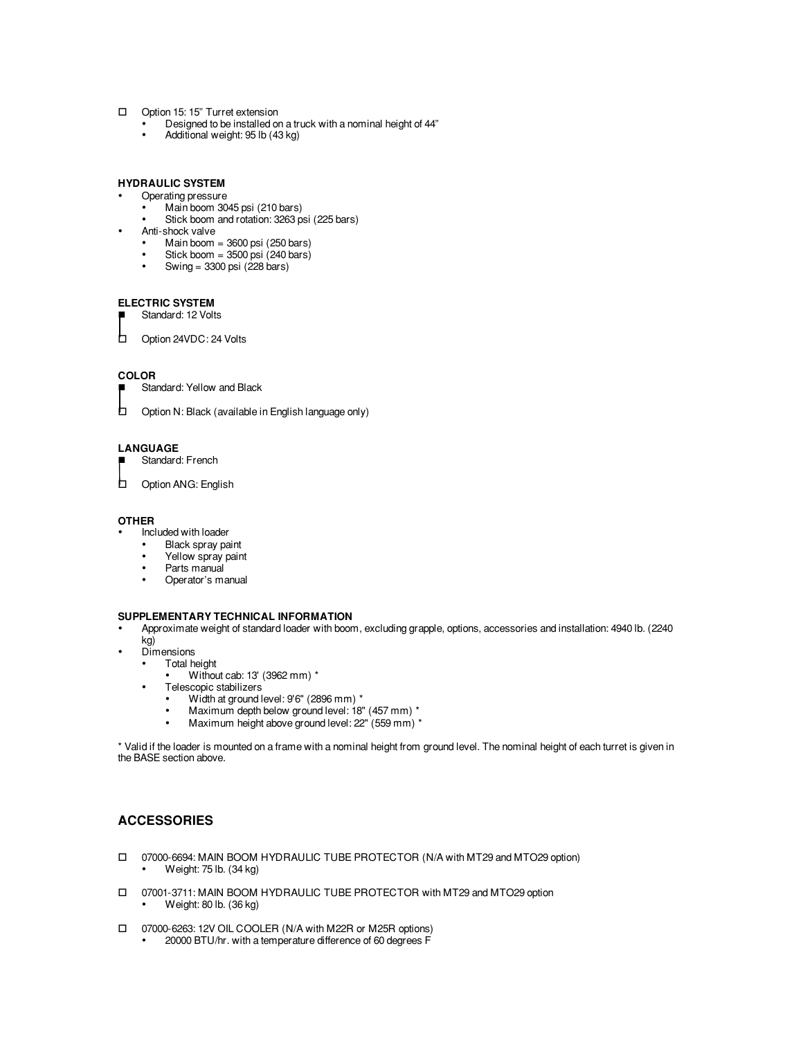☐ Option 15: 15" Turret extension
  - Designed to be installed on a truck with a nominal height of 44"
  - Additional weight: 95 lb (43 kg)

**HYDRAULIC SYSTEM**

- Operating pressure
  - Main boom 3045 psi (210 bars)
  - Stick boom and rotation: 3263 psi (225 bars)
- Anti-shock valve
  - Main boom = 3600 psi (250 bars)
  - Stick boom = 3500 psi (240 bars)
  - Swing = 3300 psi (228 bars)

**ELECTRIC SYSTEM**

■ Standard: 12 Volts

☐ Option 24VDC: 24 Volts

**COLOR**

■ Standard: Yellow and Black

☐ Option N: Black (available in English language only)

**LANGUAGE**

■ Standard: French

☐ Option ANG: English

**OTHER**

- Included with loader
  - Black spray paint
  - Yellow spray paint
  - Parts manual
  - Operator's manual

**SUPPLEMENTARY TECHNICAL INFORMATION**

- Approximate weight of standard loader with boom, excluding grapple, options, accessories and installation: 4940 lb. (2240 kg)
- Dimensions
  - Total height
    - Without cab: 13' (3962 mm) *
  - Telescopic stabilizers
    - Width at ground level: 9'6" (2896 mm) *
    - Maximum depth below ground level: 18" (457 mm) *
    - Maximum height above ground level: 22" (559 mm) *

* Valid if the loader is mounted on a frame with a nominal height from ground level. The nominal height of each turret is given in the BASE section above.

## ACCESSORIES

☐ 07000-6694: MAIN BOOM HYDRAULIC TUBE PROTECTOR (N/A with MT29 and MTO29 option)
  - Weight: 75 lb. (34 kg)

☐ 07001-3711: MAIN BOOM HYDRAULIC TUBE PROTECTOR with MT29 and MTO29 option
  - Weight: 80 lb. (36 kg)

☐ 07000-6263: 12V OIL COOLER (N/A with M22R or M25R options)
  - 20000 BTU/hr. with a temperature difference of 60 degrees F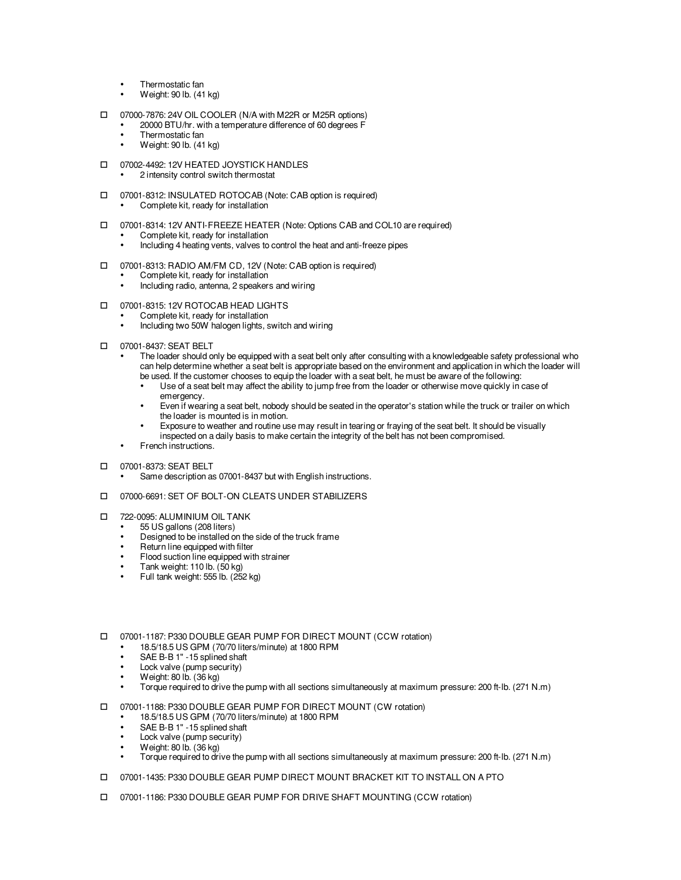- Thermostatic fan
- Weight: 90 lb. (41 kg)

☐ 07000-7876: 24V OIL COOLER (N/A with M22R or M25R options)
- 20000 BTU/hr. with a temperature difference of 60 degrees F
- Thermostatic fan
- Weight: 90 lb. (41 kg)

☐ 07002-4492: 12V HEATED JOYSTICK HANDLES
- 2 intensity control switch thermostat

☐ 07001-8312: INSULATED ROTOCAB (Note: CAB option is required)
- Complete kit, ready for installation

☐ 07001-8314: 12V ANTI-FREEZE HEATER (Note: Options CAB and COL10 are required)
- Complete kit, ready for installation
- Including 4 heating vents, valves to control the heat and anti-freeze pipes

☐ 07001-8313: RADIO AM/FM CD, 12V (Note: CAB option is required)
- Complete kit, ready for installation
- Including radio, antenna, 2 speakers and wiring

☐ 07001-8315: 12V ROTOCAB HEAD LIGHTS
- Complete kit, ready for installation
- Including two 50W halogen lights, switch and wiring

☐ 07001-8437: SEAT BELT
- The loader should only be equipped with a seat belt only after consulting with a knowledgeable safety professional who can help determine whether a seat belt is appropriate based on the environment and application in which the loader will be used. If the customer chooses to equip the loader with a seat belt, he must be aware of the following:
  - Use of a seat belt may affect the ability to jump free from the loader or otherwise move quickly in case of emergency.
  - Even if wearing a seat belt, nobody should be seated in the operator's station while the truck or trailer on which the loader is mounted is in motion.
  - Exposure to weather and routine use may result in tearing or fraying of the seat belt. It should be visually inspected on a daily basis to make certain the integrity of the belt has not been compromised.
- French instructions.

☐ 07001-8373: SEAT BELT
- Same description as 07001-8437 but with English instructions.

☐ 07000-6691: SET OF BOLT-ON CLEATS UNDER STABILIZERS

☐ 722-0095: ALUMINIUM OIL TANK
- 55 US gallons (208 liters)
- Designed to be installed on the side of the truck frame
- Return line equipped with filter
- Flood suction line equipped with strainer
- Tank weight: 110 lb. (50 kg)
- Full tank weight: 555 lb. (252 kg)

☐ 07001-1187: P330 DOUBLE GEAR PUMP FOR DIRECT MOUNT (CCW rotation)
- 18.5/18.5 US GPM (70/70 liters/minute) at 1800 RPM
- SAE B-B 1" -15 splined shaft
- Lock valve (pump security)
- Weight: 80 lb. (36 kg)
- Torque required to drive the pump with all sections simultaneously at maximum pressure: 200 ft-lb. (271 N.m)

☐ 07001-1188: P330 DOUBLE GEAR PUMP FOR DIRECT MOUNT (CW rotation)
- 18.5/18.5 US GPM (70/70 liters/minute) at 1800 RPM
- SAE B-B 1" -15 splined shaft
- Lock valve (pump security)
- Weight: 80 lb. (36 kg)
- Torque required to drive the pump with all sections simultaneously at maximum pressure: 200 ft-lb. (271 N.m)

☐ 07001-1435: P330 DOUBLE GEAR PUMP DIRECT MOUNT BRACKET KIT TO INSTALL ON A PTO

☐ 07001-1186: P330 DOUBLE GEAR PUMP FOR DRIVE SHAFT MOUNTING (CCW rotation)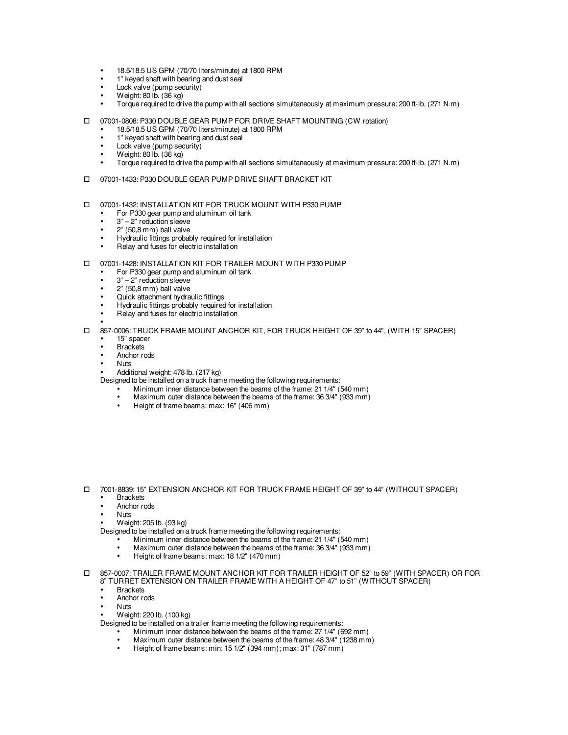- 18.5/18.5 US GPM (70/70 liters/minute) at 1800 RPM
- 1" keyed shaft with bearing and dust seal
- Lock valve (pump security)
- Weight: 80 lb. (36 kg)
- Torque required to drive the pump with all sections simultaneously at maximum pressure: 200 ft-lb. (271 N.m)

☐ 07001-0808: P330 DOUBLE GEAR PUMP FOR DRIVE SHAFT MOUNTING (CW rotation)
- 18.5/18.5 US GPM (70/70 liters/minute) at 1800 RPM
- 1" keyed shaft with bearing and dust seal
- Lock valve (pump security)
- Weight: 80 lb. (36 kg)
- Torque required to drive the pump with all sections simultaneously at maximum pressure: 200 ft-lb. (271 N.m)

☐ 07001-1433: P330 DOUBLE GEAR PUMP DRIVE SHAFT BRACKET KIT

☐ 07001-1432: INSTALLATION KIT FOR TRUCK MOUNT WITH P330 PUMP
- For P330 gear pump and aluminum oil tank
- 3" – 2" reduction sleeve
- 2" (50,8 mm) ball valve
- Hydraulic fittings probably required for installation
- Relay and fuses for electric installation

☐ 07001-1428: INSTALLATION KIT FOR TRAILER MOUNT WITH P330 PUMP
- For P330 gear pump and aluminum oil tank
- 3" – 2" reduction sleeve
- 2" (50,8 mm) ball valve
- Quick attachment hydraulic fittings
- Hydraulic fittings probably required for installation
- Relay and fuses for electric installation

☐ 857-0006: TRUCK FRAME MOUNT ANCHOR KIT, FOR TRUCK HEIGHT OF 39" to 44", (WITH 15" SPACER)
- 15" spacer
- Brackets
- Anchor rods
- Nuts
- Additional weight: 478 lb. (217 kg)

Designed to be installed on a truck frame meeting the following requirements:
- Minimum inner distance between the beams of the frame: 21 1/4" (540 mm)
- Maximum outer distance between the beams of the frame: 36 3/4" (933 mm)
- Height of frame beams: max: 16" (406 mm)

☐ 7001-8839: 15" EXTENSION ANCHOR KIT FOR TRUCK FRAME HEIGHT OF 39" to 44" (WITHOUT SPACER)
- Brackets
- Anchor rods
- Nuts
- Weight: 205 lb. (93 kg)

Designed to be installed on a truck frame meeting the following requirements:
- Minimum inner distance between the beams of the frame: 21 1/4" (540 mm)
- Maximum outer distance between the beams of the frame: 36 3/4" (933 mm)
- Height of frame beams: max: 18 1/2" (470 mm)

☐ 857-0007: TRAILER FRAME MOUNT ANCHOR KIT FOR TRAILER HEIGHT OF 52" to 59" (WITH SPACER) OR FOR 8" TURRET EXTENSION ON TRAILER FRAME WITH A HEIGHT OF 47" to 51" (WITHOUT SPACER)
- Brackets
- Anchor rods
- Nuts
- Weight: 220 lb. (100 kg)

Designed to be installed on a trailer frame meeting the following requirements:
- Minimum inner distance between the beams of the frame: 27 1/4" (692 mm)
- Maximum outer distance between the beams of the frame: 48 3/4" (1238 mm)
- Height of frame beams: min: 15 1/2" (394 mm); max: 31" (787 mm)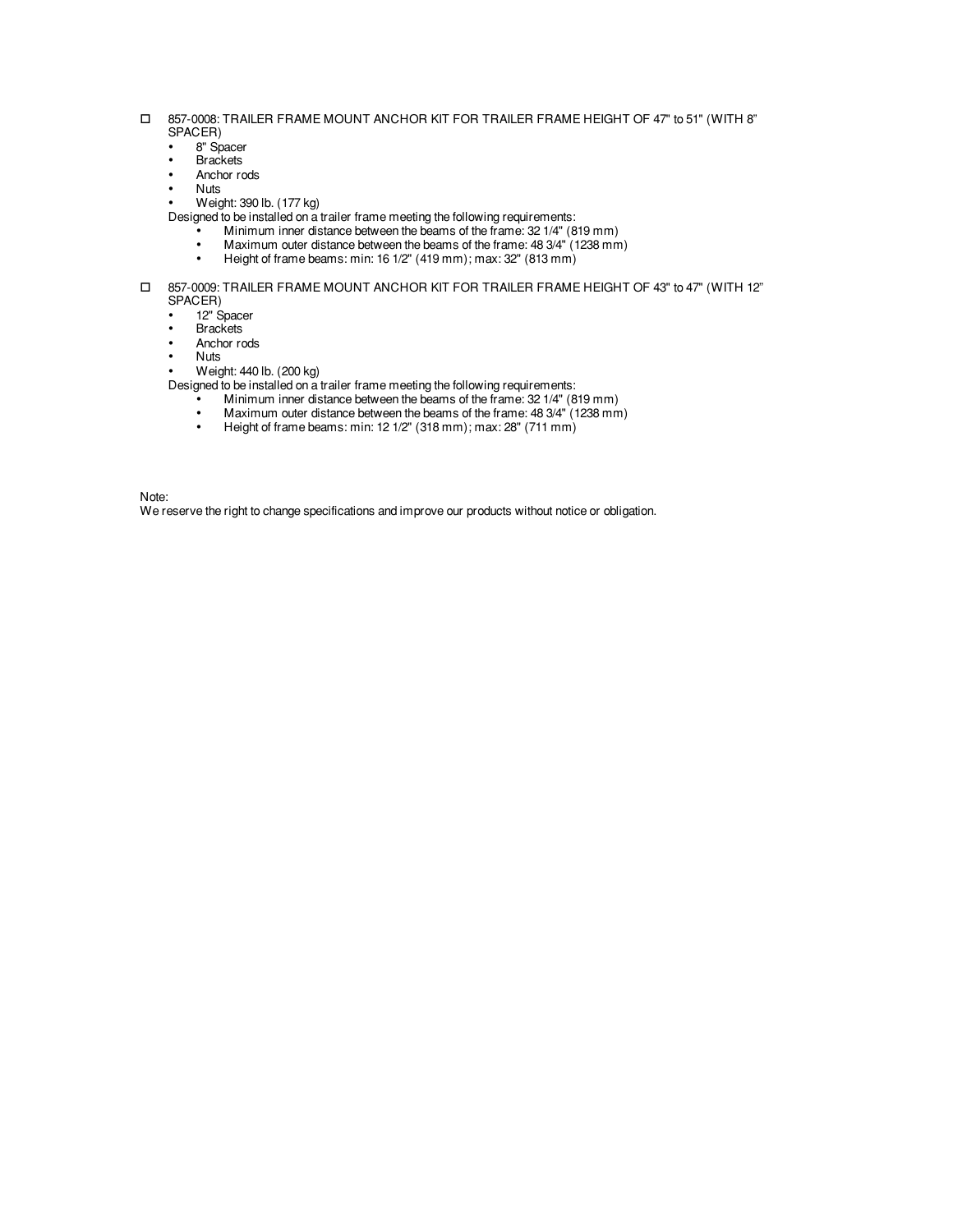- ☐ 857-0008: TRAILER FRAME MOUNT ANCHOR KIT FOR TRAILER FRAME HEIGHT OF 47" to 51" (WITH 8" SPACER)
  - 8" Spacer
  - Brackets
  - Anchor rods
  - Nuts
  - Weight: 390 lb. (177 kg)

  Designed to be installed on a trailer frame meeting the following requirements:
    - Minimum inner distance between the beams of the frame: 32 1/4" (819 mm)
    - Maximum outer distance between the beams of the frame: 48 3/4" (1238 mm)
    - Height of frame beams: min: 16 1/2" (419 mm); max: 32" (813 mm)

- ☐ 857-0009: TRAILER FRAME MOUNT ANCHOR KIT FOR TRAILER FRAME HEIGHT OF 43" to 47" (WITH 12" SPACER)
  - 12" Spacer
  - Brackets
  - Anchor rods
  - Nuts
  - Weight: 440 lb. (200 kg)

  Designed to be installed on a trailer frame meeting the following requirements:
    - Minimum inner distance between the beams of the frame: 32 1/4" (819 mm)
    - Maximum outer distance between the beams of the frame: 48 3/4" (1238 mm)
    - Height of frame beams: min: 12 1/2" (318 mm); max: 28" (711 mm)

Note:
We reserve the right to change specifications and improve our products without notice or obligation.